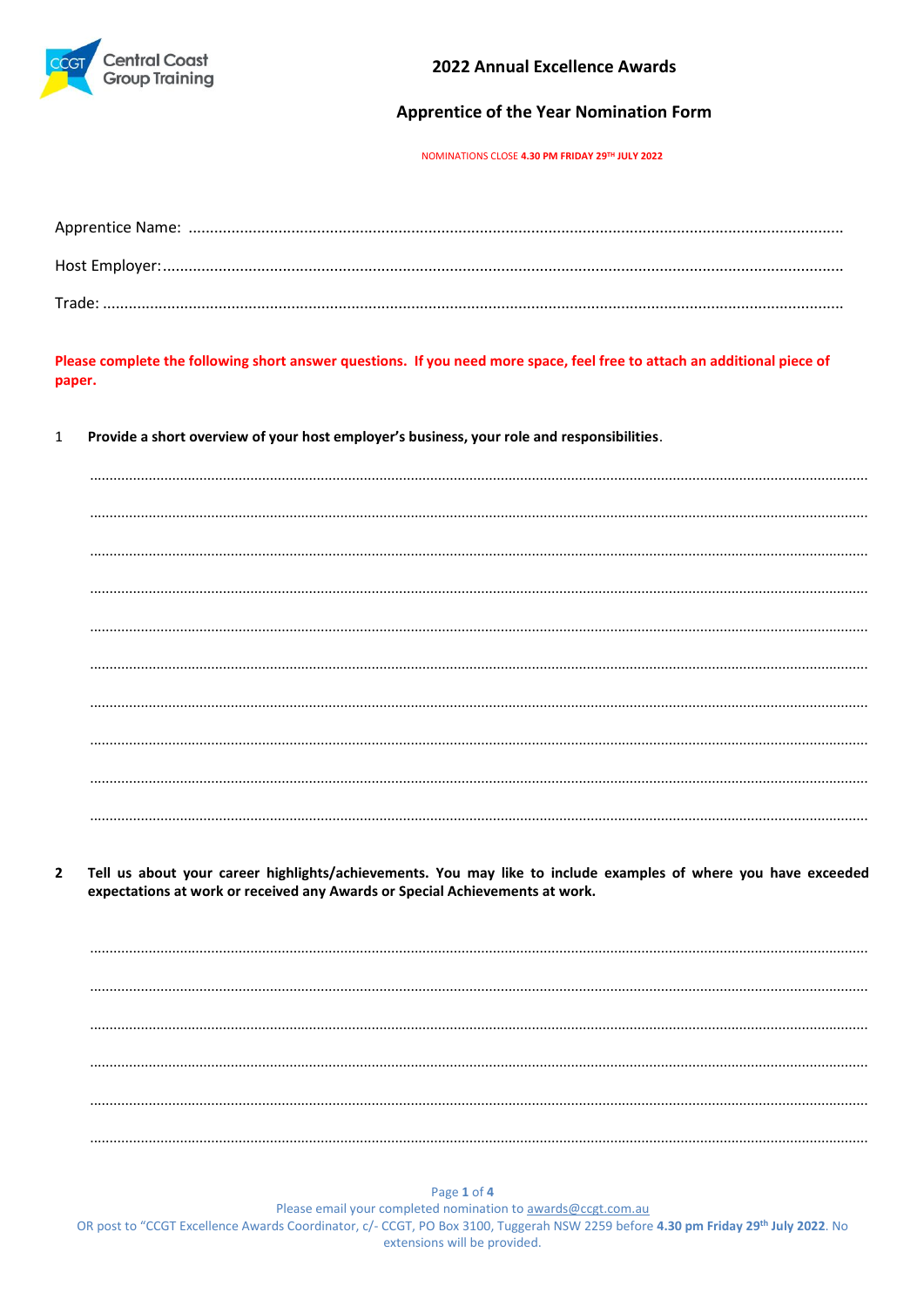Central Coast Group Training

# 2022 Annual Excellence Awards

## Apprentice of the Year Nomination Form

NOMINATIONS CLOSE **4.30 PM FRIDAY 29TH JULY 2022**

Apprentice Name: ..................................................................................................................................................

Host Employer: ......................................................................................................................................................

Trade: ....................................................................................................................................................................

**Please complete the following short answer questions. If you need more space, feel free to attach an additional piece of paper.**

1 **Provide a short overview of your host employer's business, your role and responsibilities**.

..........................................................................................................................................................................

..........................................................................................................................................................................

..........................................................................................................................................................................

..........................................................................................................................................................................

..........................................................................................................................................................................

..........................................................................................................................................................................

..........................................................................................................................................................................

..........................................................................................................................................................................

..........................................................................................................................................................................

..........................................................................................................................................................................

**2 Tell us about your career highlights/achievements. You may like to include examples of where you have exceeded expectations at work or received any Awards or Special Achievements at work.**

..........................................................................................................................................................................

..........................................................................................................................................................................

..........................................................................................................................................................................

..........................................................................................................................................................................

..........................................................................................................................................................................

..........................................................................................................................................................................

Please email your completed nomination to awards@ccgt.com.au
OR post to "CCGT Excellence Awards Coordinator, c/- CCGT, PO Box 3100, Tuggerah NSW 2259 before **4.30 pm Friday 29th July 2022**. No extensions will be provided.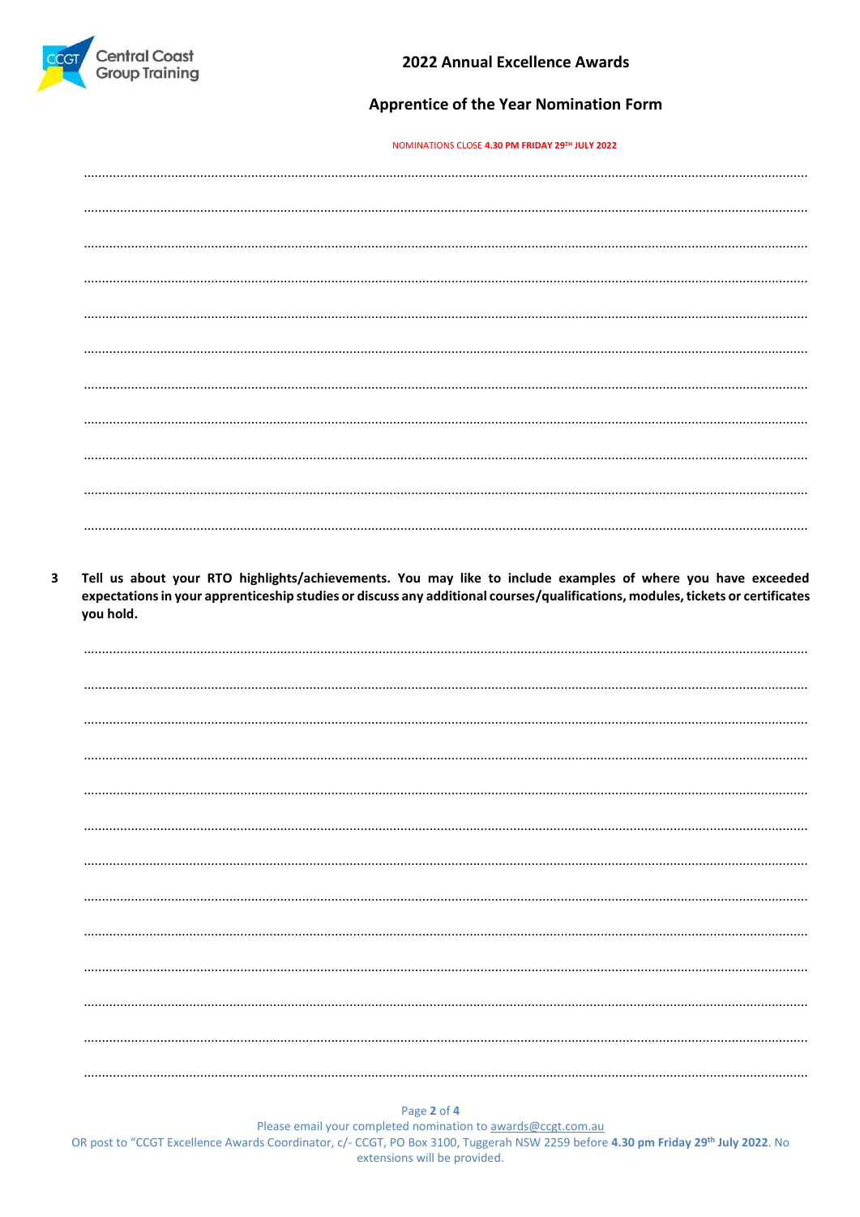**2022 Annual Excellence Awards**

**Apprentice of the Year Nomination Form**

NOMINATIONS CLOSE **4.30 PM FRIDAY 29TH JULY 2022**

..............................................................................................................................................................................

..............................................................................................................................................................................

..............................................................................................................................................................................

..............................................................................................................................................................................

..............................................................................................................................................................................

..............................................................................................................................................................................

..............................................................................................................................................................................

..............................................................................................................................................................................

..............................................................................................................................................................................

..............................................................................................................................................................................

..............................................................................................................................................................................

**3 Tell us about your RTO highlights/achievements. You may like to include examples of where you have exceeded expectations in your apprenticeship studies or discuss any additional courses/qualifications, modules, tickets or certificates you hold.**

..............................................................................................................................................................................

..............................................................................................................................................................................

..............................................................................................................................................................................

..............................................................................................................................................................................

..............................................................................................................................................................................

..............................................................................................................................................................................

..............................................................................................................................................................................

..............................................................................................................................................................................

..............................................................................................................................................................................

..............................................................................................................................................................................

..............................................................................................................................................................................

..............................................................................................................................................................................

..............................................................................................................................................................................

Please email your completed nomination to awards@ccgt.com.au
OR post to "CCGT Excellence Awards Coordinator, c/- CCGT, PO Box 3100, Tuggerah NSW 2259 before **4.30 pm Friday 29th July 2022**. No extensions will be provided.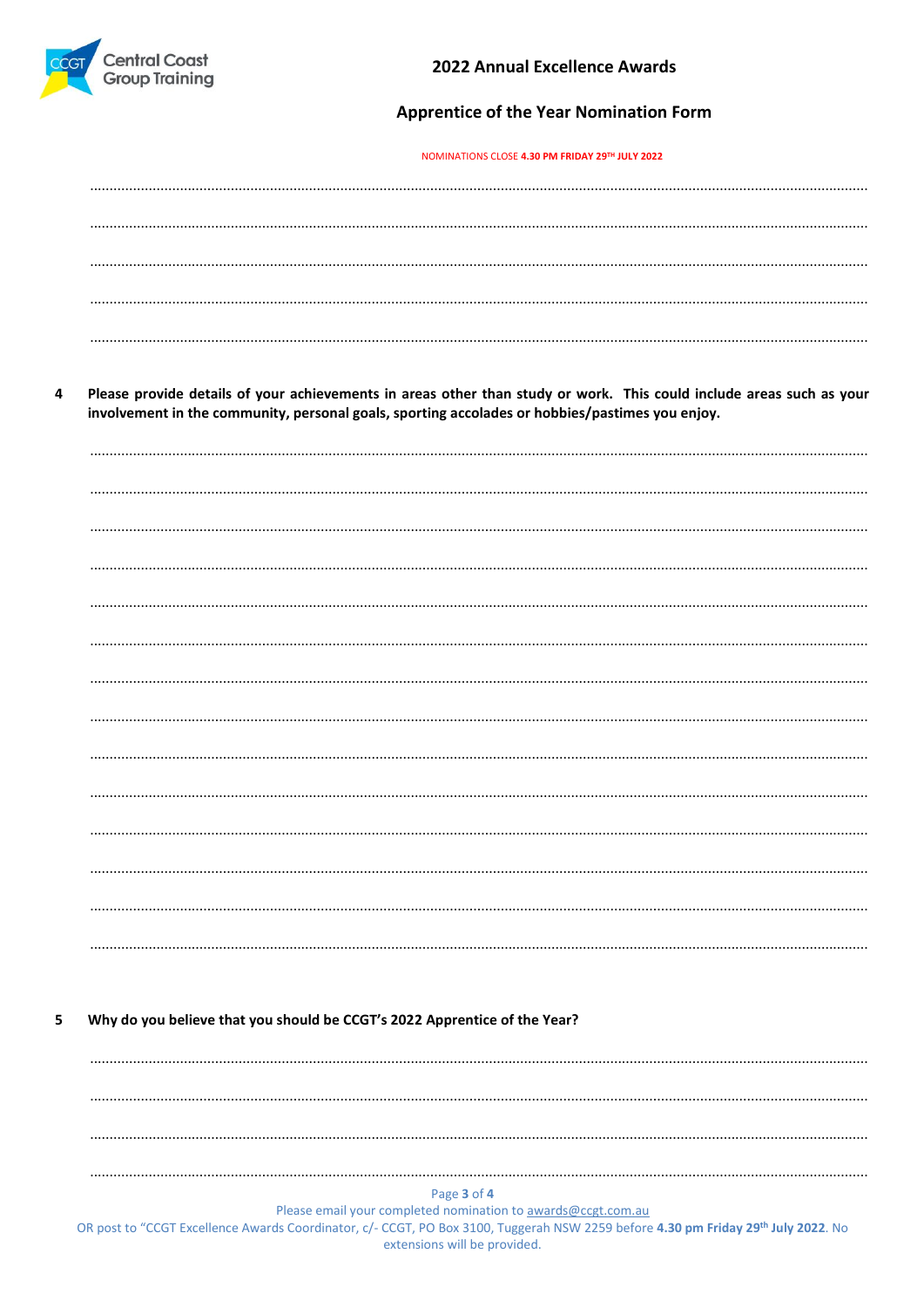## 2022 Annual Excellence Awards

## Apprentice of the Year Nomination Form

NOMINATIONS CLOSE **4.30 PM FRIDAY 29TH JULY 2022**

………………………………………………………………………………………………………………………………………………

………………………………………………………………………………………………………………………………………………

………………………………………………………………………………………………………………………………………………

………………………………………………………………………………………………………………………………………………

………………………………………………………………………………………………………………………………………………

**4 Please provide details of your achievements in areas other than study or work. This could include areas such as your involvement in the community, personal goals, sporting accolades or hobbies/pastimes you enjoy.**

………………………………………………………………………………………………………………………………………………

………………………………………………………………………………………………………………………………………………

………………………………………………………………………………………………………………………………………………

………………………………………………………………………………………………………………………………………………

………………………………………………………………………………………………………………………………………………

………………………………………………………………………………………………………………………………………………

………………………………………………………………………………………………………………………………………………

………………………………………………………………………………………………………………………………………………

………………………………………………………………………………………………………………………………………………

………………………………………………………………………………………………………………………………………………

………………………………………………………………………………………………………………………………………………

………………………………………………………………………………………………………………………………………………

………………………………………………………………………………………………………………………………………………

………………………………………………………………………………………………………………………………………………

**5 Why do you believe that you should be CCGT's 2022 Apprentice of the Year?**

………………………………………………………………………………………………………………………………………………

………………………………………………………………………………………………………………………………………………

………………………………………………………………………………………………………………………………………………

………………………………………………………………………………………………………………………………………………

Please email your completed nomination to awards@ccgt.com.au
OR post to "CCGT Excellence Awards Coordinator, c/- CCGT, PO Box 3100, Tuggerah NSW 2259 before **4.30 pm Friday 29th July 2022**. No extensions will be provided.